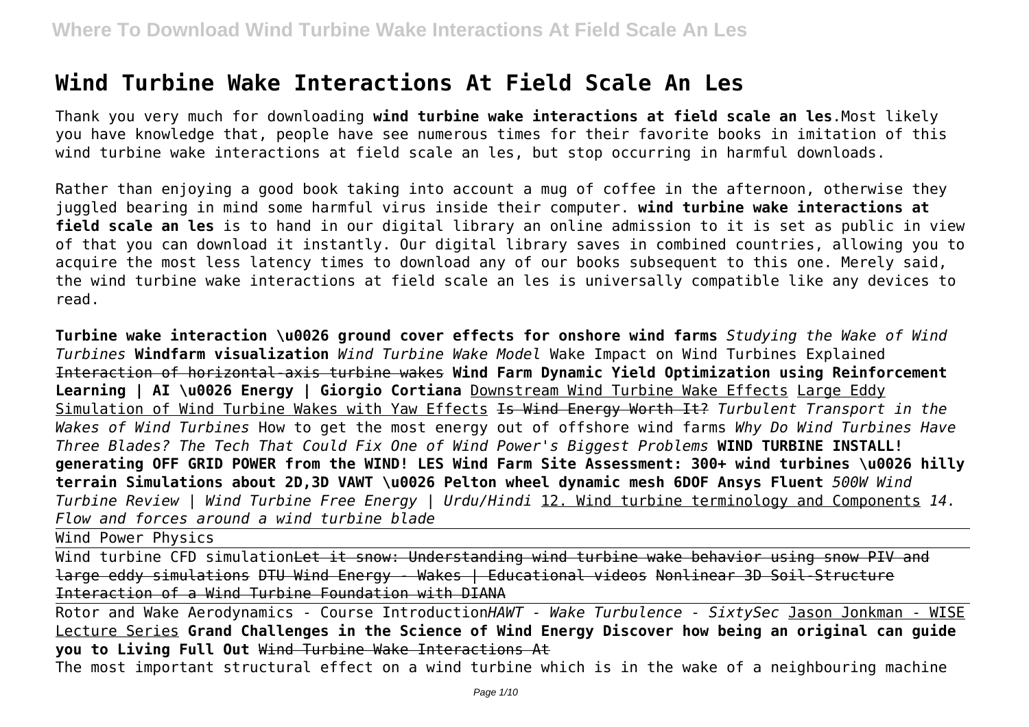# Wind Turbine Wake Interactions At Field Scale An Les

Thank you very much for downloading **wind turbine wake interactions at field scale an les**.Most likely you have knowledge that, people have see numerous times for their favorite books in imitation of this wind turbine wake interactions at field scale an les, but stop occurring in harmful downloads.

Rather than enjoying a good book taking into account a mug of coffee in the afternoon, otherwise they juggled bearing in mind some harmful virus inside their computer. **wind turbine wake interactions at field scale an les** is to hand in our digital library an online admission to it is set as public in view of that you can download it instantly. Our digital library saves in combined countries, allowing you to acquire the most less latency times to download any of our books subsequent to this one. Merely said, the wind turbine wake interactions at field scale an les is universally compatible like any devices to read.

**Turbine wake interaction \u0026 ground cover effects for onshore wind farms** *Studying the Wake of Wind Turbines* **Windfarm visualization** *Wind Turbine Wake Model* Wake Impact on Wind Turbines Explained ~~Interaction of horizontal-axis turbine wakes~~ **Wind Farm Dynamic Yield Optimization using Reinforcement Learning | AI \u0026 Energy | Giorgio Cortiana** Downstream Wind Turbine Wake Effects Large Eddy Simulation of Wind Turbine Wakes with Yaw Effects ~~Is Wind Energy Worth It?~~ *Turbulent Transport in the Wakes of Wind Turbines* How to get the most energy out of offshore wind farms *Why Do Wind Turbines Have Three Blades? The Tech That Could Fix One of Wind Power's Biggest Problems* **WIND TURBINE INSTALL! generating OFF GRID POWER from the WIND! LES Wind Farm Site Assessment: 300+ wind turbines \u0026 hilly terrain Simulations about 2D,3D VAWT \u0026 Pelton wheel dynamic mesh 6DOF Ansys Fluent** *500W Wind Turbine Review | Wind Turbine Free Energy | Urdu/Hindi* 12. Wind turbine terminology and Components *14. Flow and forces around a wind turbine blade*

Wind Power Physics

Wind turbine CFD simulation~~Let it snow: Understanding wind turbine wake behavior using snow PIV and large eddy simulations~~ ~~DTU Wind Energy - Wakes | Educational videos~~ ~~Nonlinear 3D Soil-Structure Interaction of a Wind Turbine Foundation with DIANA~~

Rotor and Wake Aerodynamics - Course Introduction*HAWT - Wake Turbulence - SixtySec* Jason Jonkman - WISE Lecture Series **Grand Challenges in the Science of Wind Energy Discover how being an original can guide you to Living Full Out** ~~Wind Turbine Wake Interactions At~~

The most important structural effect on a wind turbine which is in the wake of a neighbouring machine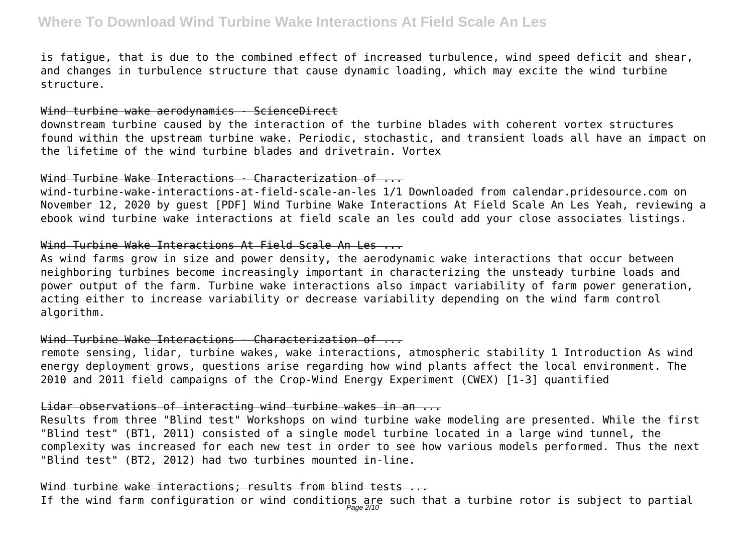is fatigue, that is due to the combined effect of increased turbulence, wind speed deficit and shear, and changes in turbulence structure that cause dynamic loading, which may excite the wind turbine structure.

Wind turbine wake aerodynamics - ScienceDirect

downstream turbine caused by the interaction of the turbine blades with coherent vortex structures found within the upstream turbine wake. Periodic, stochastic, and transient loads all have an impact on the lifetime of the wind turbine blades and drivetrain. Vortex

Wind Turbine Wake Interactions - Characterization of ...

wind-turbine-wake-interactions-at-field-scale-an-les 1/1 Downloaded from calendar.pridesource.com on November 12, 2020 by guest [PDF] Wind Turbine Wake Interactions At Field Scale An Les Yeah, reviewing a ebook wind turbine wake interactions at field scale an les could add your close associates listings.

Wind Turbine Wake Interactions At Field Scale An Les ...

As wind farms grow in size and power density, the aerodynamic wake interactions that occur between neighboring turbines become increasingly important in characterizing the unsteady turbine loads and power output of the farm. Turbine wake interactions also impact variability of farm power generation, acting either to increase variability or decrease variability depending on the wind farm control algorithm.

Wind Turbine Wake Interactions - Characterization of ...

remote sensing, lidar, turbine wakes, wake interactions, atmospheric stability 1 Introduction As wind energy deployment grows, questions arise regarding how wind plants affect the local environment. The 2010 and 2011 field campaigns of the Crop-Wind Energy Experiment (CWEX) [1-3] quantified

Lidar observations of interacting wind turbine wakes in an ...

Results from three "Blind test" Workshops on wind turbine wake modeling are presented. While the first "Blind test" (BT1, 2011) consisted of a single model turbine located in a large wind tunnel, the complexity was increased for each new test in order to see how various models performed. Thus the next "Blind test" (BT2, 2012) had two turbines mounted in-line.

Wind turbine wake interactions; results from blind tests ...

If the wind farm configuration or wind conditions are such that a turbine rotor is subject to partial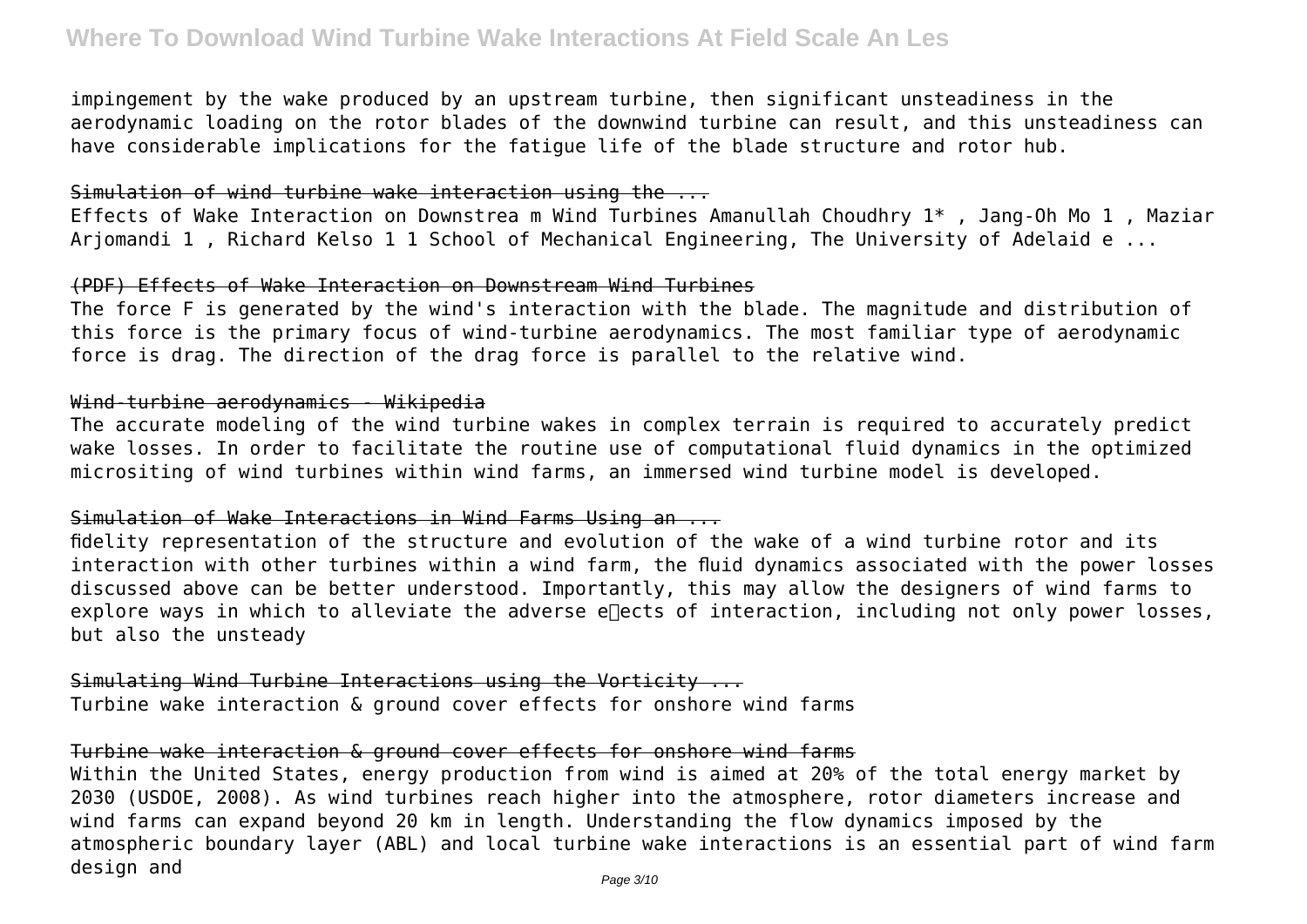impingement by the wake produced by an upstream turbine, then significant unsteadiness in the aerodynamic loading on the rotor blades of the downwind turbine can result, and this unsteadiness can have considerable implications for the fatigue life of the blade structure and rotor hub.

## Simulation of wind turbine wake interaction using the ...

Effects of Wake Interaction on Downstrea m Wind Turbines Amanullah Choudhry 1* , Jang-Oh Mo 1 , Maziar Arjomandi 1 , Richard Kelso 1 1 School of Mechanical Engineering, The University of Adelaid e ...

## (PDF) Effects of Wake Interaction on Downstream Wind Turbines

The force F is generated by the wind's interaction with the blade. The magnitude and distribution of this force is the primary focus of wind-turbine aerodynamics. The most familiar type of aerodynamic force is drag. The direction of the drag force is parallel to the relative wind.

## Wind-turbine aerodynamics - Wikipedia

The accurate modeling of the wind turbine wakes in complex terrain is required to accurately predict wake losses. In order to facilitate the routine use of computational fluid dynamics in the optimized micrositing of wind turbines within wind farms, an immersed wind turbine model is developed.

## Simulation of Wake Interactions in Wind Farms Using an ...

fidelity representation of the structure and evolution of the wake of a wind turbine rotor and its interaction with other turbines within a wind farm, the fluid dynamics associated with the power losses discussed above can be better understood. Importantly, this may allow the designers of wind farms to explore ways in which to alleviate the adverse effects of interaction, including not only power losses, but also the unsteady

## Simulating Wind Turbine Interactions using the Vorticity ...

Turbine wake interaction & ground cover effects for onshore wind farms

## Turbine wake interaction & ground cover effects for onshore wind farms

Within the United States, energy production from wind is aimed at 20% of the total energy market by 2030 (USDOE, 2008). As wind turbines reach higher into the atmosphere, rotor diameters increase and wind farms can expand beyond 20 km in length. Understanding the flow dynamics imposed by the atmospheric boundary layer (ABL) and local turbine wake interactions is an essential part of wind farm design and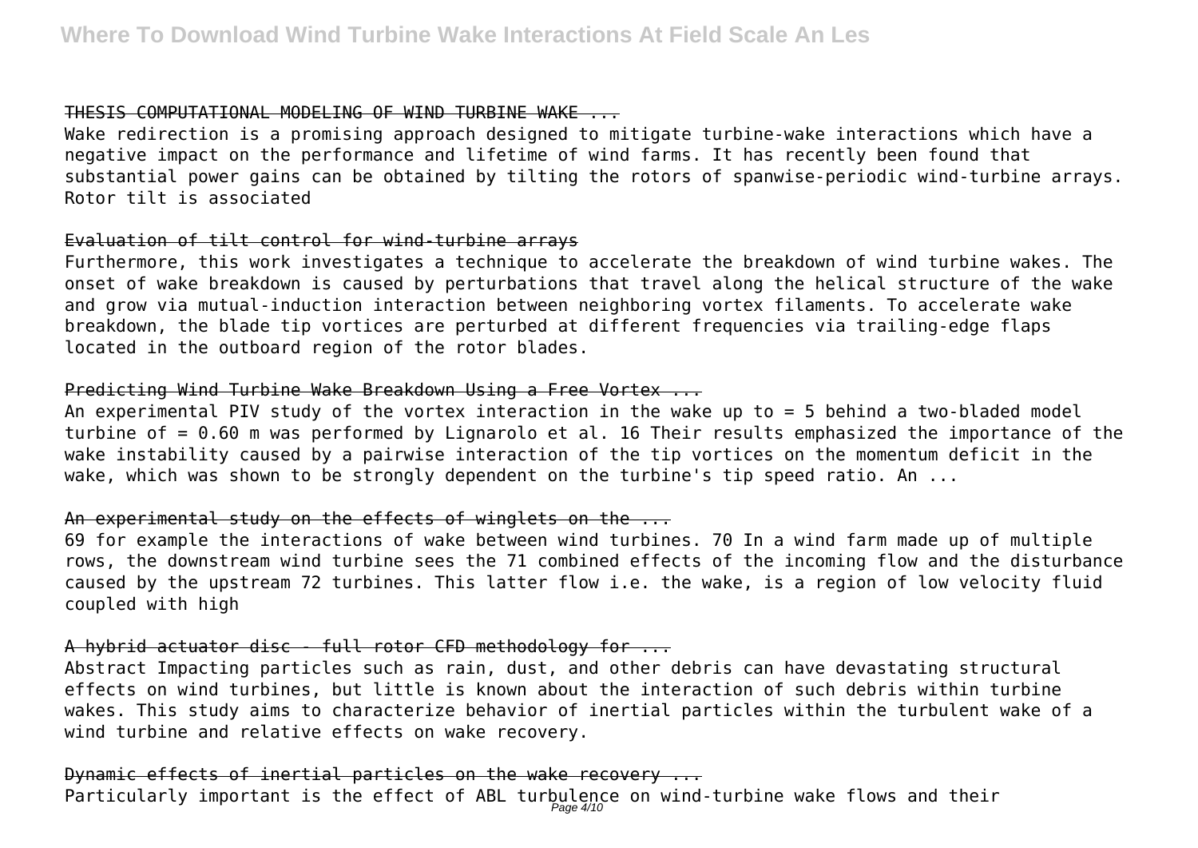THESIS COMPUTATIONAL MODELING OF WIND TURBINE WAKE ...

Wake redirection is a promising approach designed to mitigate turbine-wake interactions which have a negative impact on the performance and lifetime of wind farms. It has recently been found that substantial power gains can be obtained by tilting the rotors of spanwise-periodic wind-turbine arrays. Rotor tilt is associated

Evaluation of tilt control for wind-turbine arrays

Furthermore, this work investigates a technique to accelerate the breakdown of wind turbine wakes. The onset of wake breakdown is caused by perturbations that travel along the helical structure of the wake and grow via mutual-induction interaction between neighboring vortex filaments. To accelerate wake breakdown, the blade tip vortices are perturbed at different frequencies via trailing-edge flaps located in the outboard region of the rotor blades.

Predicting Wind Turbine Wake Breakdown Using a Free Vortex ...

An experimental PIV study of the vortex interaction in the wake up to = 5 behind a two-bladed model turbine of = 0.60 m was performed by Lignarolo et al. 16 Their results emphasized the importance of the wake instability caused by a pairwise interaction of the tip vortices on the momentum deficit in the wake, which was shown to be strongly dependent on the turbine's tip speed ratio. An ...

An experimental study on the effects of winglets on the ...

69 for example the interactions of wake between wind turbines. 70 In a wind farm made up of multiple rows, the downstream wind turbine sees the 71 combined effects of the incoming flow and the disturbance caused by the upstream 72 turbines. This latter flow i.e. the wake, is a region of low velocity fluid coupled with high

A hybrid actuator disc - full rotor CFD methodology for ...

Abstract Impacting particles such as rain, dust, and other debris can have devastating structural effects on wind turbines, but little is known about the interaction of such debris within turbine wakes. This study aims to characterize behavior of inertial particles within the turbulent wake of a wind turbine and relative effects on wake recovery.

Dynamic effects of inertial particles on the wake recovery ...

Particularly important is the effect of ABL turbulence on wind-turbine wake flows and their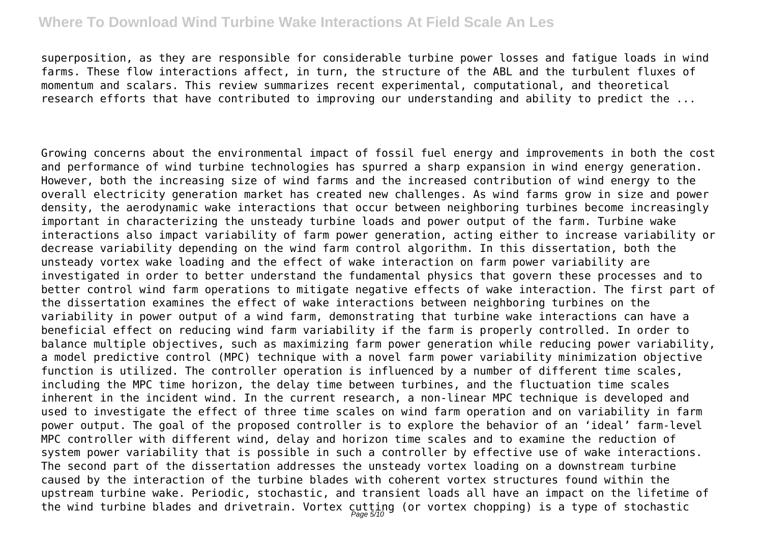superposition, as they are responsible for considerable turbine power losses and fatigue loads in wind farms. These flow interactions affect, in turn, the structure of the ABL and the turbulent fluxes of momentum and scalars. This review summarizes recent experimental, computational, and theoretical research efforts that have contributed to improving our understanding and ability to predict the ...

Growing concerns about the environmental impact of fossil fuel energy and improvements in both the cost and performance of wind turbine technologies has spurred a sharp expansion in wind energy generation. However, both the increasing size of wind farms and the increased contribution of wind energy to the overall electricity generation market has created new challenges. As wind farms grow in size and power density, the aerodynamic wake interactions that occur between neighboring turbines become increasingly important in characterizing the unsteady turbine loads and power output of the farm. Turbine wake interactions also impact variability of farm power generation, acting either to increase variability or decrease variability depending on the wind farm control algorithm. In this dissertation, both the unsteady vortex wake loading and the effect of wake interaction on farm power variability are investigated in order to better understand the fundamental physics that govern these processes and to better control wind farm operations to mitigate negative effects of wake interaction. The first part of the dissertation examines the effect of wake interactions between neighboring turbines on the variability in power output of a wind farm, demonstrating that turbine wake interactions can have a beneficial effect on reducing wind farm variability if the farm is properly controlled. In order to balance multiple objectives, such as maximizing farm power generation while reducing power variability, a model predictive control (MPC) technique with a novel farm power variability minimization objective function is utilized. The controller operation is influenced by a number of different time scales, including the MPC time horizon, the delay time between turbines, and the fluctuation time scales inherent in the incident wind. In the current research, a non-linear MPC technique is developed and used to investigate the effect of three time scales on wind farm operation and on variability in farm power output. The goal of the proposed controller is to explore the behavior of an 'ideal' farm-level MPC controller with different wind, delay and horizon time scales and to examine the reduction of system power variability that is possible in such a controller by effective use of wake interactions. The second part of the dissertation addresses the unsteady vortex loading on a downstream turbine caused by the interaction of the turbine blades with coherent vortex structures found within the upstream turbine wake. Periodic, stochastic, and transient loads all have an impact on the lifetime of the wind turbine blades and drivetrain. Vortex cutting (or vortex chopping) is a type of stochastic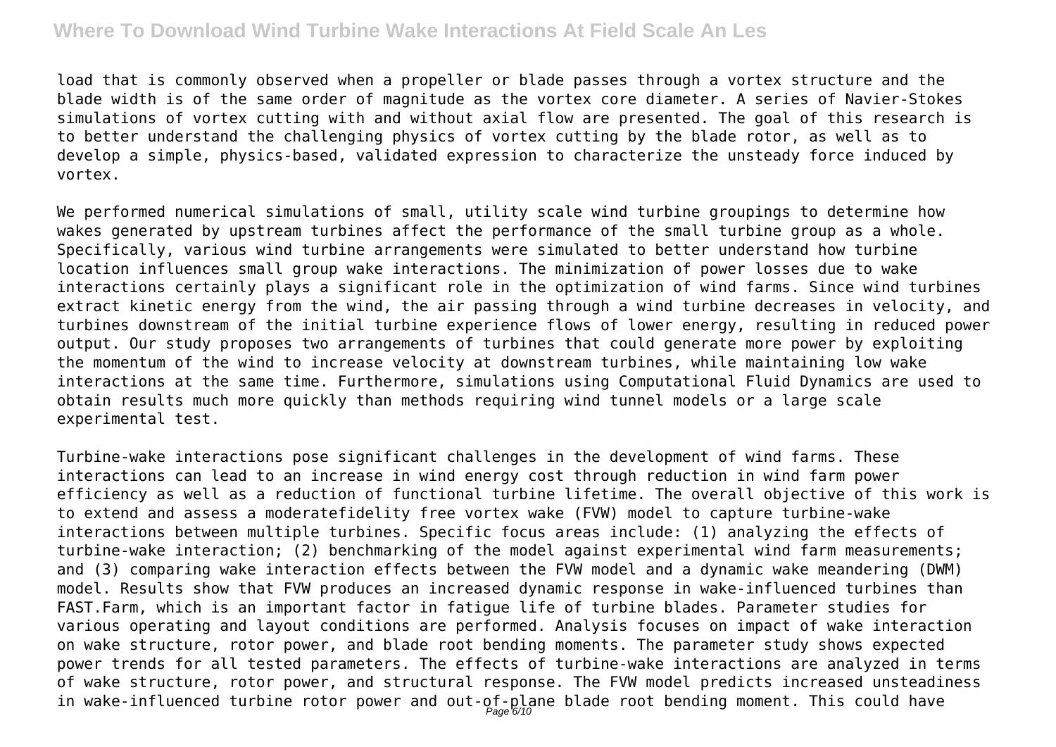load that is commonly observed when a propeller or blade passes through a vortex structure and the blade width is of the same order of magnitude as the vortex core diameter. A series of Navier-Stokes simulations of vortex cutting with and without axial flow are presented. The goal of this research is to better understand the challenging physics of vortex cutting by the blade rotor, as well as to develop a simple, physics-based, validated expression to characterize the unsteady force induced by vortex.

We performed numerical simulations of small, utility scale wind turbine groupings to determine how wakes generated by upstream turbines affect the performance of the small turbine group as a whole. Specifically, various wind turbine arrangements were simulated to better understand how turbine location influences small group wake interactions. The minimization of power losses due to wake interactions certainly plays a significant role in the optimization of wind farms. Since wind turbines extract kinetic energy from the wind, the air passing through a wind turbine decreases in velocity, and turbines downstream of the initial turbine experience flows of lower energy, resulting in reduced power output. Our study proposes two arrangements of turbines that could generate more power by exploiting the momentum of the wind to increase velocity at downstream turbines, while maintaining low wake interactions at the same time. Furthermore, simulations using Computational Fluid Dynamics are used to obtain results much more quickly than methods requiring wind tunnel models or a large scale experimental test.

Turbine-wake interactions pose significant challenges in the development of wind farms. These interactions can lead to an increase in wind energy cost through reduction in wind farm power efficiency as well as a reduction of functional turbine lifetime. The overall objective of this work is to extend and assess a moderatefidelity free vortex wake (FVW) model to capture turbine-wake interactions between multiple turbines. Specific focus areas include: (1) analyzing the effects of turbine-wake interaction; (2) benchmarking of the model against experimental wind farm measurements; and (3) comparing wake interaction effects between the FVW model and a dynamic wake meandering (DWM) model. Results show that FVW produces an increased dynamic response in wake-influenced turbines than FAST.Farm, which is an important factor in fatigue life of turbine blades. Parameter studies for various operating and layout conditions are performed. Analysis focuses on impact of wake interaction on wake structure, rotor power, and blade root bending moments. The parameter study shows expected power trends for all tested parameters. The effects of turbine-wake interactions are analyzed in terms of wake structure, rotor power, and structural response. The FVW model predicts increased unsteadiness in wake-influenced turbine rotor power and out-of-plane blade root bending moment. This could have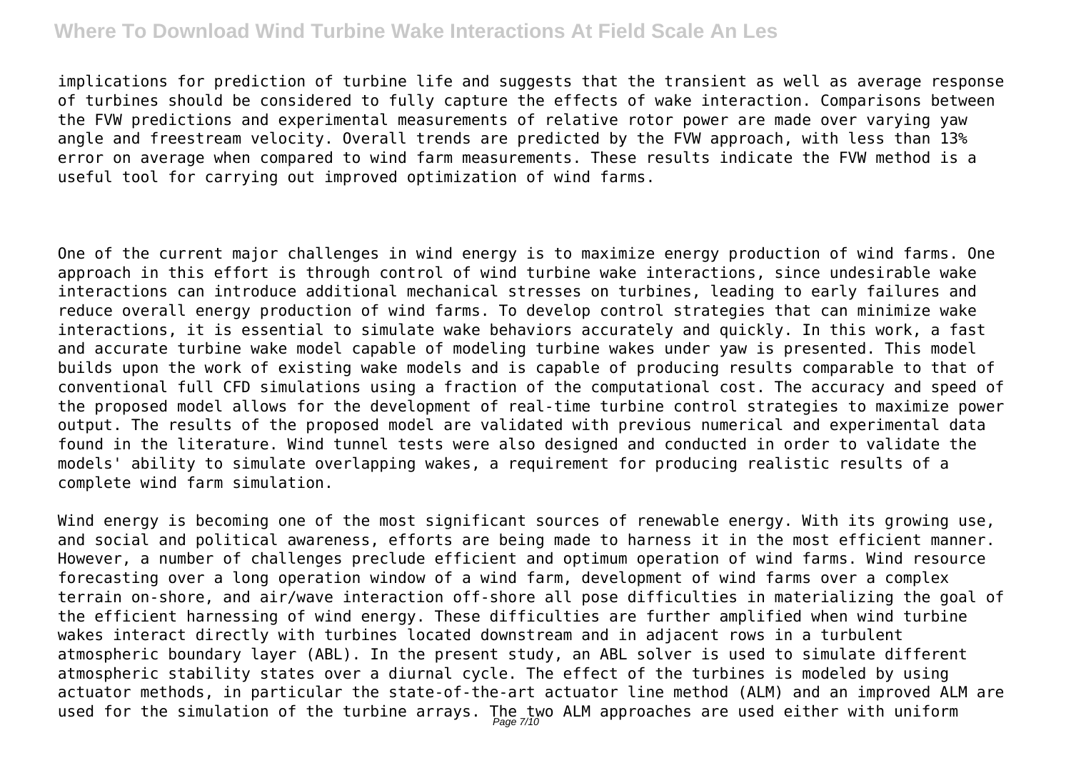implications for prediction of turbine life and suggests that the transient as well as average response of turbines should be considered to fully capture the effects of wake interaction. Comparisons between the FVW predictions and experimental measurements of relative rotor power are made over varying yaw angle and freestream velocity. Overall trends are predicted by the FVW approach, with less than 13% error on average when compared to wind farm measurements. These results indicate the FVW method is a useful tool for carrying out improved optimization of wind farms.

One of the current major challenges in wind energy is to maximize energy production of wind farms. One approach in this effort is through control of wind turbine wake interactions, since undesirable wake interactions can introduce additional mechanical stresses on turbines, leading to early failures and reduce overall energy production of wind farms. To develop control strategies that can minimize wake interactions, it is essential to simulate wake behaviors accurately and quickly. In this work, a fast and accurate turbine wake model capable of modeling turbine wakes under yaw is presented. This model builds upon the work of existing wake models and is capable of producing results comparable to that of conventional full CFD simulations using a fraction of the computational cost. The accuracy and speed of the proposed model allows for the development of real-time turbine control strategies to maximize power output. The results of the proposed model are validated with previous numerical and experimental data found in the literature. Wind tunnel tests were also designed and conducted in order to validate the models' ability to simulate overlapping wakes, a requirement for producing realistic results of a complete wind farm simulation.

Wind energy is becoming one of the most significant sources of renewable energy. With its growing use, and social and political awareness, efforts are being made to harness it in the most efficient manner. However, a number of challenges preclude efficient and optimum operation of wind farms. Wind resource forecasting over a long operation window of a wind farm, development of wind farms over a complex terrain on-shore, and air/wave interaction off-shore all pose difficulties in materializing the goal of the efficient harnessing of wind energy. These difficulties are further amplified when wind turbine wakes interact directly with turbines located downstream and in adjacent rows in a turbulent atmospheric boundary layer (ABL). In the present study, an ABL solver is used to simulate different atmospheric stability states over a diurnal cycle. The effect of the turbines is modeled by using actuator methods, in particular the state-of-the-art actuator line method (ALM) and an improved ALM are used for the simulation of the turbine arrays. The two ALM approaches are used either with uniform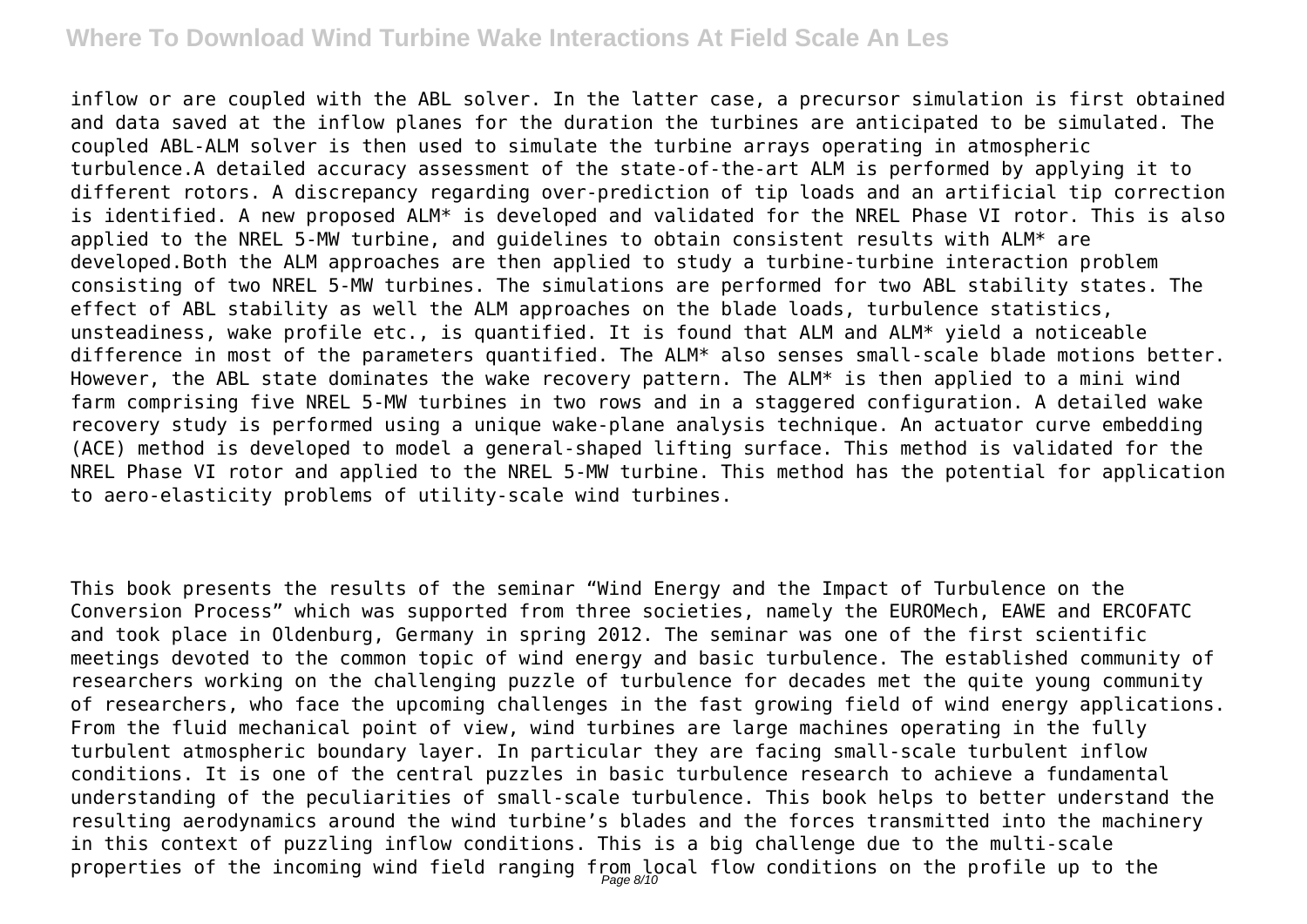inflow or are coupled with the ABL solver. In the latter case, a precursor simulation is first obtained and data saved at the inflow planes for the duration the turbines are anticipated to be simulated. The coupled ABL-ALM solver is then used to simulate the turbine arrays operating in atmospheric turbulence.A detailed accuracy assessment of the state-of-the-art ALM is performed by applying it to different rotors. A discrepancy regarding over-prediction of tip loads and an artificial tip correction is identified. A new proposed ALM* is developed and validated for the NREL Phase VI rotor. This is also applied to the NREL 5-MW turbine, and guidelines to obtain consistent results with ALM* are developed.Both the ALM approaches are then applied to study a turbine-turbine interaction problem consisting of two NREL 5-MW turbines. The simulations are performed for two ABL stability states. The effect of ABL stability as well the ALM approaches on the blade loads, turbulence statistics, unsteadiness, wake profile etc., is quantified. It is found that ALM and ALM* yield a noticeable difference in most of the parameters quantified. The ALM* also senses small-scale blade motions better. However, the ABL state dominates the wake recovery pattern. The ALM* is then applied to a mini wind farm comprising five NREL 5-MW turbines in two rows and in a staggered configuration. A detailed wake recovery study is performed using a unique wake-plane analysis technique. An actuator curve embedding (ACE) method is developed to model a general-shaped lifting surface. This method is validated for the NREL Phase VI rotor and applied to the NREL 5-MW turbine. This method has the potential for application to aero-elasticity problems of utility-scale wind turbines.

This book presents the results of the seminar "Wind Energy and the Impact of Turbulence on the Conversion Process" which was supported from three societies, namely the EUROMech, EAWE and ERCOFATC and took place in Oldenburg, Germany in spring 2012. The seminar was one of the first scientific meetings devoted to the common topic of wind energy and basic turbulence. The established community of researchers working on the challenging puzzle of turbulence for decades met the quite young community of researchers, who face the upcoming challenges in the fast growing field of wind energy applications. From the fluid mechanical point of view, wind turbines are large machines operating in the fully turbulent atmospheric boundary layer. In particular they are facing small-scale turbulent inflow conditions. It is one of the central puzzles in basic turbulence research to achieve a fundamental understanding of the peculiarities of small-scale turbulence. This book helps to better understand the resulting aerodynamics around the wind turbine's blades and the forces transmitted into the machinery in this context of puzzling inflow conditions. This is a big challenge due to the multi-scale properties of the incoming wind field ranging from local flow conditions on the profile up to the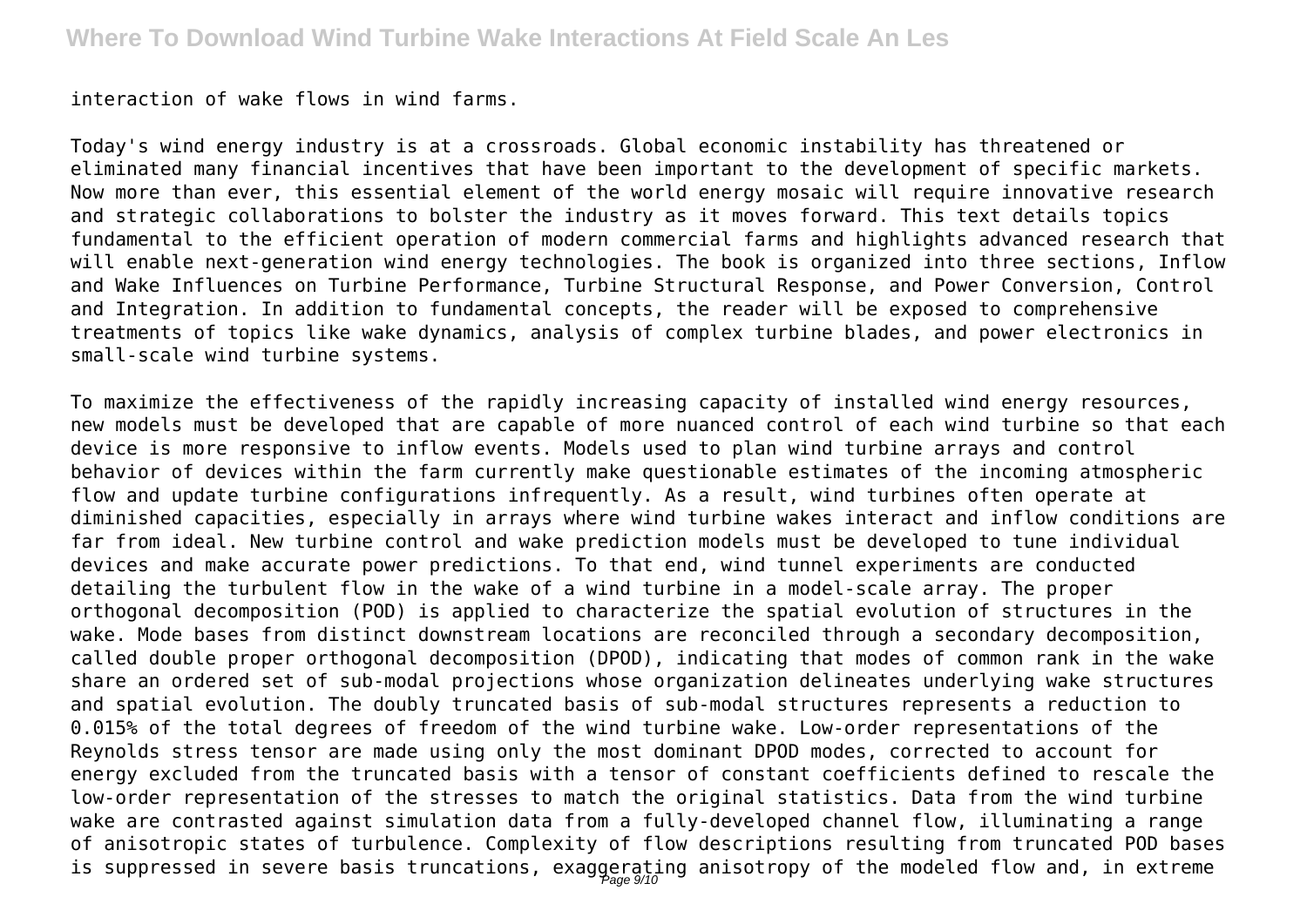interaction of wake flows in wind farms.

Today's wind energy industry is at a crossroads. Global economic instability has threatened or eliminated many financial incentives that have been important to the development of specific markets. Now more than ever, this essential element of the world energy mosaic will require innovative research and strategic collaborations to bolster the industry as it moves forward. This text details topics fundamental to the efficient operation of modern commercial farms and highlights advanced research that will enable next-generation wind energy technologies. The book is organized into three sections, Inflow and Wake Influences on Turbine Performance, Turbine Structural Response, and Power Conversion, Control and Integration. In addition to fundamental concepts, the reader will be exposed to comprehensive treatments of topics like wake dynamics, analysis of complex turbine blades, and power electronics in small-scale wind turbine systems.

To maximize the effectiveness of the rapidly increasing capacity of installed wind energy resources, new models must be developed that are capable of more nuanced control of each wind turbine so that each device is more responsive to inflow events. Models used to plan wind turbine arrays and control behavior of devices within the farm currently make questionable estimates of the incoming atmospheric flow and update turbine configurations infrequently. As a result, wind turbines often operate at diminished capacities, especially in arrays where wind turbine wakes interact and inflow conditions are far from ideal. New turbine control and wake prediction models must be developed to tune individual devices and make accurate power predictions. To that end, wind tunnel experiments are conducted detailing the turbulent flow in the wake of a wind turbine in a model-scale array. The proper orthogonal decomposition (POD) is applied to characterize the spatial evolution of structures in the wake. Mode bases from distinct downstream locations are reconciled through a secondary decomposition, called double proper orthogonal decomposition (DPOD), indicating that modes of common rank in the wake share an ordered set of sub-modal projections whose organization delineates underlying wake structures and spatial evolution. The doubly truncated basis of sub-modal structures represents a reduction to 0.015% of the total degrees of freedom of the wind turbine wake. Low-order representations of the Reynolds stress tensor are made using only the most dominant DPOD modes, corrected to account for energy excluded from the truncated basis with a tensor of constant coefficients defined to rescale the low-order representation of the stresses to match the original statistics. Data from the wind turbine wake are contrasted against simulation data from a fully-developed channel flow, illuminating a range of anisotropic states of turbulence. Complexity of flow descriptions resulting from truncated POD bases is suppressed in severe basis truncations, exaggerating anisotropy of the modeled flow and, in extreme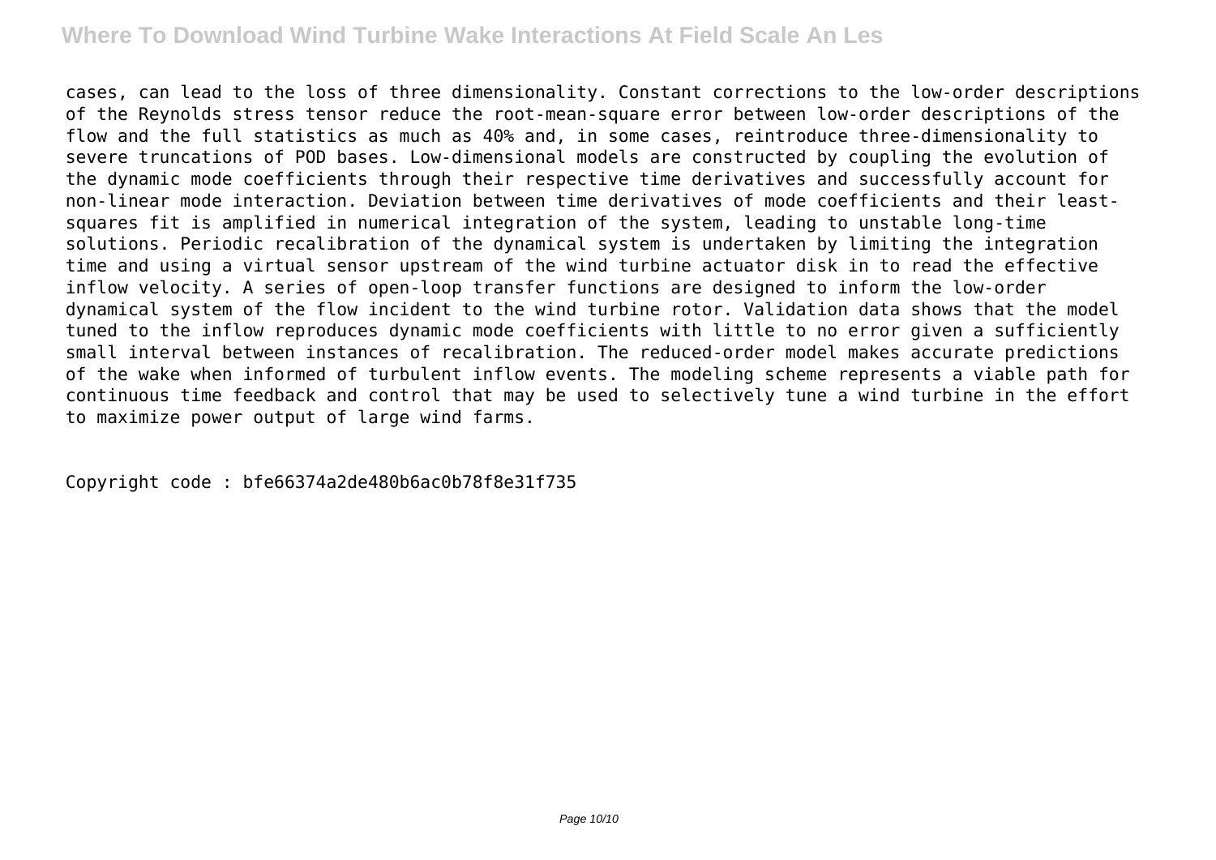cases, can lead to the loss of three dimensionality. Constant corrections to the low-order descriptions of the Reynolds stress tensor reduce the root-mean-square error between low-order descriptions of the flow and the full statistics as much as 40% and, in some cases, reintroduce three-dimensionality to severe truncations of POD bases. Low-dimensional models are constructed by coupling the evolution of the dynamic mode coefficients through their respective time derivatives and successfully account for non-linear mode interaction. Deviation between time derivatives of mode coefficients and their least-squares fit is amplified in numerical integration of the system, leading to unstable long-time solutions. Periodic recalibration of the dynamical system is undertaken by limiting the integration time and using a virtual sensor upstream of the wind turbine actuator disk in to read the effective inflow velocity. A series of open-loop transfer functions are designed to inform the low-order dynamical system of the flow incident to the wind turbine rotor. Validation data shows that the model tuned to the inflow reproduces dynamic mode coefficients with little to no error given a sufficiently small interval between instances of recalibration. The reduced-order model makes accurate predictions of the wake when informed of turbulent inflow events. The modeling scheme represents a viable path for continuous time feedback and control that may be used to selectively tune a wind turbine in the effort to maximize power output of large wind farms.

Copyright code : bfe66374a2de480b6ac0b78f8e31f735